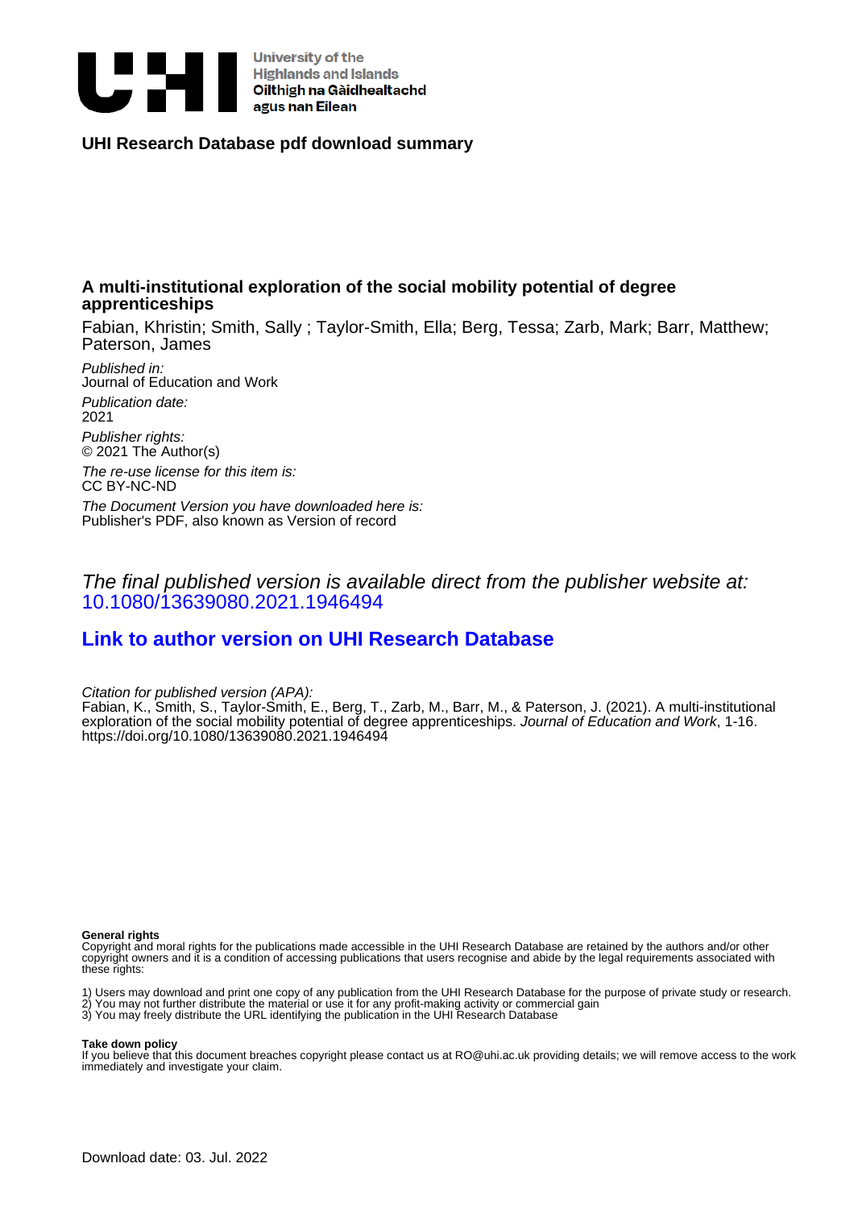University of the Highlands and Islands
Oilthigh na Gàidhealtachd agus nan Eilean

**UHI Research Database pdf download summary**

## A multi-institutional exploration of the social mobility potential of degree apprenticeships

Fabian, Khristin; Smith, Sally ; Taylor-Smith, Ella; Berg, Tessa; Zarb, Mark; Barr, Matthew; Paterson, James

*Published in:*
Journal of Education and Work

*Publication date:*
2021

*Publisher rights:*
© 2021 The Author(s)

*The re-use license for this item is:*
CC BY-NC-ND

*The Document Version you have downloaded here is:*
Publisher's PDF, also known as Version of record

*The final published version is available direct from the publisher website at:*
10.1080/13639080.2021.1946494

**Link to author version on UHI Research Database**

*Citation for published version (APA):*
Fabian, K., Smith, S., Taylor-Smith, E., Berg, T., Zarb, M., Barr, M., & Paterson, J. (2021). A multi-institutional exploration of the social mobility potential of degree apprenticeships. *Journal of Education and Work*, 1-16. https://doi.org/10.1080/13639080.2021.1946494

**General rights**
Copyright and moral rights for the publications made accessible in the UHI Research Database are retained by the authors and/or other copyright owners and it is a condition of accessing publications that users recognise and abide by the legal requirements associated with these rights:

1) Users may download and print one copy of any publication from the UHI Research Database for the purpose of private study or research.
2) You may not further distribute the material or use it for any profit-making activity or commercial gain
3) You may freely distribute the URL identifying the publication in the UHI Research Database

**Take down policy**
If you believe that this document breaches copyright please contact us at RO@uhi.ac.uk providing details; we will remove access to the work immediately and investigate your claim.

Download date: 03. Jul. 2022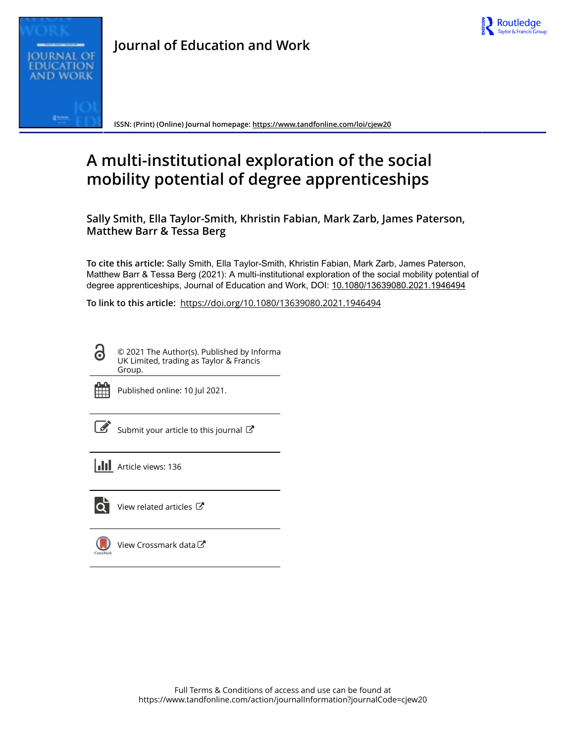Journal of Education and Work

ISSN: (Print) (Online) Journal homepage: https://www.tandfonline.com/loi/cjew20

# A multi-institutional exploration of the social mobility potential of degree apprenticeships

**Sally Smith, Ella Taylor-Smith, Khristin Fabian, Mark Zarb, James Paterson, Matthew Barr & Tessa Berg**

**To cite this article:** Sally Smith, Ella Taylor-Smith, Khristin Fabian, Mark Zarb, James Paterson, Matthew Barr & Tessa Berg (2021): A multi-institutional exploration of the social mobility potential of degree apprenticeships, Journal of Education and Work, DOI: 10.1080/13639080.2021.1946494

**To link to this article:** https://doi.org/10.1080/13639080.2021.1946494

© 2021 The Author(s). Published by Informa UK Limited, trading as Taylor & Francis Group.

Published online: 10 Jul 2021.

Submit your article to this journal

Article views: 136

View related articles

View Crossmark data

Full Terms & Conditions of access and use can be found at https://www.tandfonline.com/action/journalInformation?journalCode=cjew20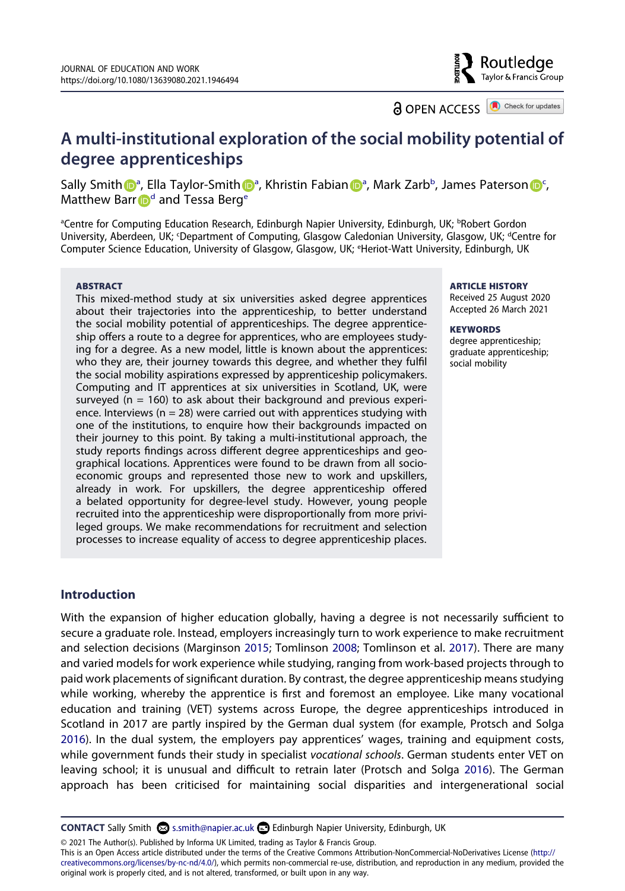# A multi-institutional exploration of the social mobility potential of degree apprenticeships

Sally Smith[a], Ella Taylor-Smith[a], Khristin Fabian[a], Mark Zarb[b], James Paterson[c], Matthew Barr[d] and Tessa Berg[e]

[a]Centre for Computing Education Research, Edinburgh Napier University, Edinburgh, UK; [b]Robert Gordon University, Aberdeen, UK; [c]Department of Computing, Glasgow Caledonian University, Glasgow, UK; [d]Centre for Computer Science Education, University of Glasgow, Glasgow, UK; [e]Heriot-Watt University, Edinburgh, UK

**ABSTRACT**

This mixed-method study at six universities asked degree apprentices about their trajectories into the apprenticeship, to better understand the social mobility potential of apprenticeships. The degree apprenticeship offers a route to a degree for apprentices, who are employees studying for a degree. As a new model, little is known about the apprentices: who they are, their journey towards this degree, and whether they fulfil the social mobility aspirations expressed by apprenticeship policymakers. Computing and IT apprentices at six universities in Scotland, UK, were surveyed (n = 160) to ask about their background and previous experience. Interviews (n = 28) were carried out with apprentices studying with one of the institutions, to enquire how their backgrounds impacted on their journey to this point. By taking a multi-institutional approach, the study reports findings across different degree apprenticeships and geographical locations. Apprentices were found to be drawn from all socio-economic groups and represented those new to work and upskillers, already in work. For upskillers, the degree apprenticeship offered a belated opportunity for degree-level study. However, young people recruited into the apprenticeship were disproportionally from more privileged groups. We make recommendations for recruitment and selection processes to increase equality of access to degree apprenticeship places.

**ARTICLE HISTORY**
Received 25 August 2020
Accepted 26 March 2021

**KEYWORDS**
degree apprenticeship; graduate apprenticeship; social mobility

## Introduction

With the expansion of higher education globally, having a degree is not necessarily sufficient to secure a graduate role. Instead, employers increasingly turn to work experience to make recruitment and selection decisions (Marginson 2015; Tomlinson 2008; Tomlinson et al. 2017). There are many and varied models for work experience while studying, ranging from work-based projects through to paid work placements of significant duration. By contrast, the degree apprenticeship means studying while working, whereby the apprentice is first and foremost an employee. Like many vocational education and training (VET) systems across Europe, the degree apprenticeships introduced in Scotland in 2017 are partly inspired by the German dual system (for example, Protsch and Solga 2016). In the dual system, the employers pay apprentices' wages, training and equipment costs, while government funds their study in specialist *vocational schools*. German students enter VET on leaving school; it is unusual and difficult to retrain later (Protsch and Solga 2016). The German approach has been criticised for maintaining social disparities and intergenerational social

**CONTACT** Sally Smith s.smith@napier.ac.uk Edinburgh Napier University, Edinburgh, UK

© 2021 The Author(s). Published by Informa UK Limited, trading as Taylor & Francis Group.
This is an Open Access article distributed under the terms of the Creative Commons Attribution-NonCommercial-NoDerivatives License (http://creativecommons.org/licenses/by-nc-nd/4.0/), which permits non-commercial re-use, distribution, and reproduction in any medium, provided the original work is properly cited, and is not altered, transformed, or built upon in any way.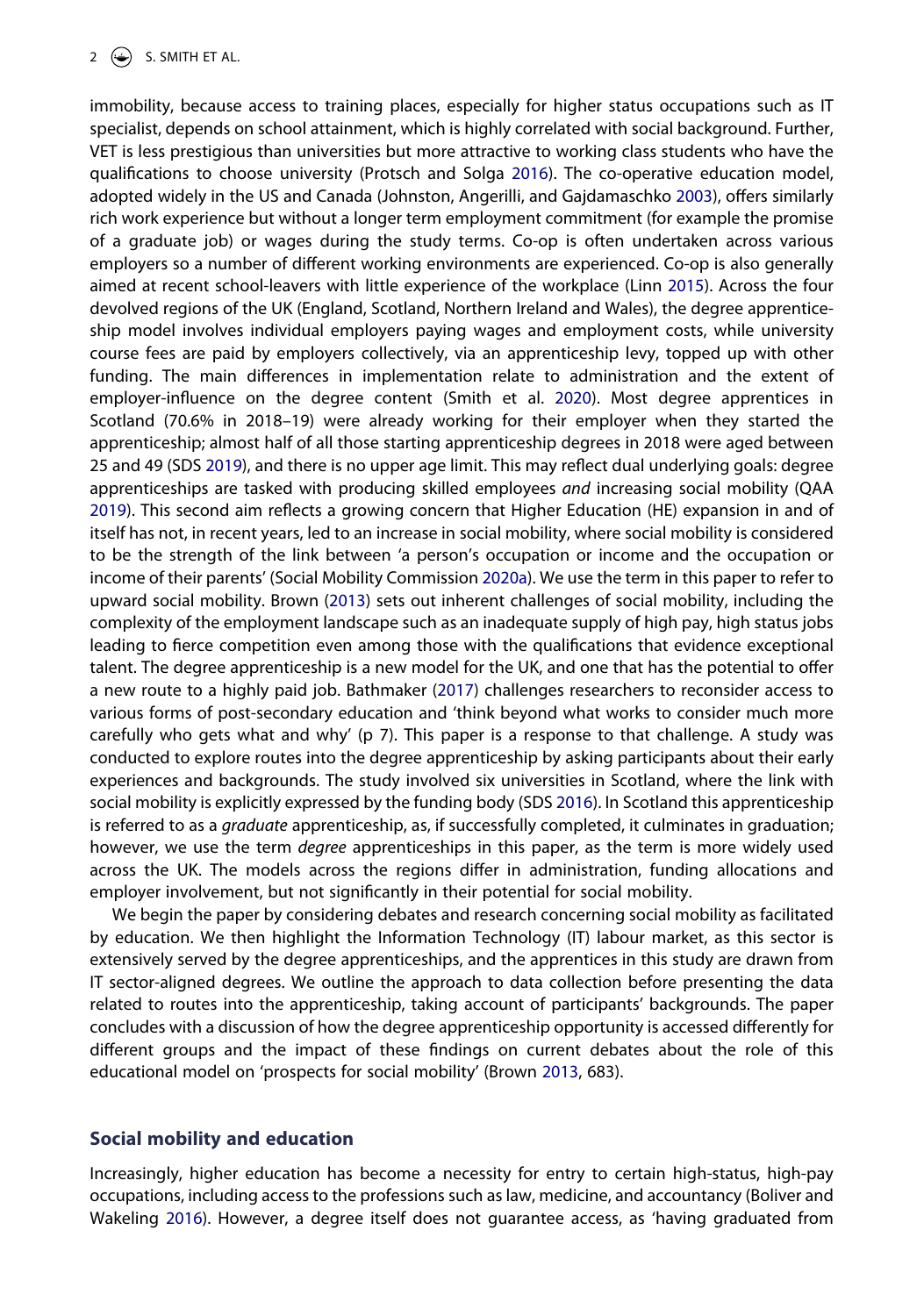immobility, because access to training places, especially for higher status occupations such as IT specialist, depends on school attainment, which is highly correlated with social background. Further, VET is less prestigious than universities but more attractive to working class students who have the qualifications to choose university (Protsch and Solga 2016). The co-operative education model, adopted widely in the US and Canada (Johnston, Angerilli, and Gajdamaschko 2003), offers similarly rich work experience but without a longer term employment commitment (for example the promise of a graduate job) or wages during the study terms. Co-op is often undertaken across various employers so a number of different working environments are experienced. Co-op is also generally aimed at recent school-leavers with little experience of the workplace (Linn 2015). Across the four devolved regions of the UK (England, Scotland, Northern Ireland and Wales), the degree apprenticeship model involves individual employers paying wages and employment costs, while university course fees are paid by employers collectively, via an apprenticeship levy, topped up with other funding. The main differences in implementation relate to administration and the extent of employer-influence on the degree content (Smith et al. 2020). Most degree apprentices in Scotland (70.6% in 2018–19) were already working for their employer when they started the apprenticeship; almost half of all those starting apprenticeship degrees in 2018 were aged between 25 and 49 (SDS 2019), and there is no upper age limit. This may reflect dual underlying goals: degree apprenticeships are tasked with producing skilled employees *and* increasing social mobility (QAA 2019). This second aim reflects a growing concern that Higher Education (HE) expansion in and of itself has not, in recent years, led to an increase in social mobility, where social mobility is considered to be the strength of the link between 'a person's occupation or income and the occupation or income of their parents' (Social Mobility Commission 2020a). We use the term in this paper to refer to upward social mobility. Brown (2013) sets out inherent challenges of social mobility, including the complexity of the employment landscape such as an inadequate supply of high pay, high status jobs leading to fierce competition even among those with the qualifications that evidence exceptional talent. The degree apprenticeship is a new model for the UK, and one that has the potential to offer a new route to a highly paid job. Bathmaker (2017) challenges researchers to reconsider access to various forms of post-secondary education and 'think beyond what works to consider much more carefully who gets what and why' (p 7). This paper is a response to that challenge. A study was conducted to explore routes into the degree apprenticeship by asking participants about their early experiences and backgrounds. The study involved six universities in Scotland, where the link with social mobility is explicitly expressed by the funding body (SDS 2016). In Scotland this apprenticeship is referred to as a *graduate* apprenticeship, as, if successfully completed, it culminates in graduation; however, we use the term *degree* apprenticeships in this paper, as the term is more widely used across the UK. The models across the regions differ in administration, funding allocations and employer involvement, but not significantly in their potential for social mobility.

We begin the paper by considering debates and research concerning social mobility as facilitated by education. We then highlight the Information Technology (IT) labour market, as this sector is extensively served by the degree apprenticeships, and the apprentices in this study are drawn from IT sector-aligned degrees. We outline the approach to data collection before presenting the data related to routes into the apprenticeship, taking account of participants' backgrounds. The paper concludes with a discussion of how the degree apprenticeship opportunity is accessed differently for different groups and the impact of these findings on current debates about the role of this educational model on 'prospects for social mobility' (Brown 2013, 683).

## Social mobility and education

Increasingly, higher education has become a necessity for entry to certain high-status, high-pay occupations, including access to the professions such as law, medicine, and accountancy (Boliver and Wakeling 2016). However, a degree itself does not guarantee access, as 'having graduated from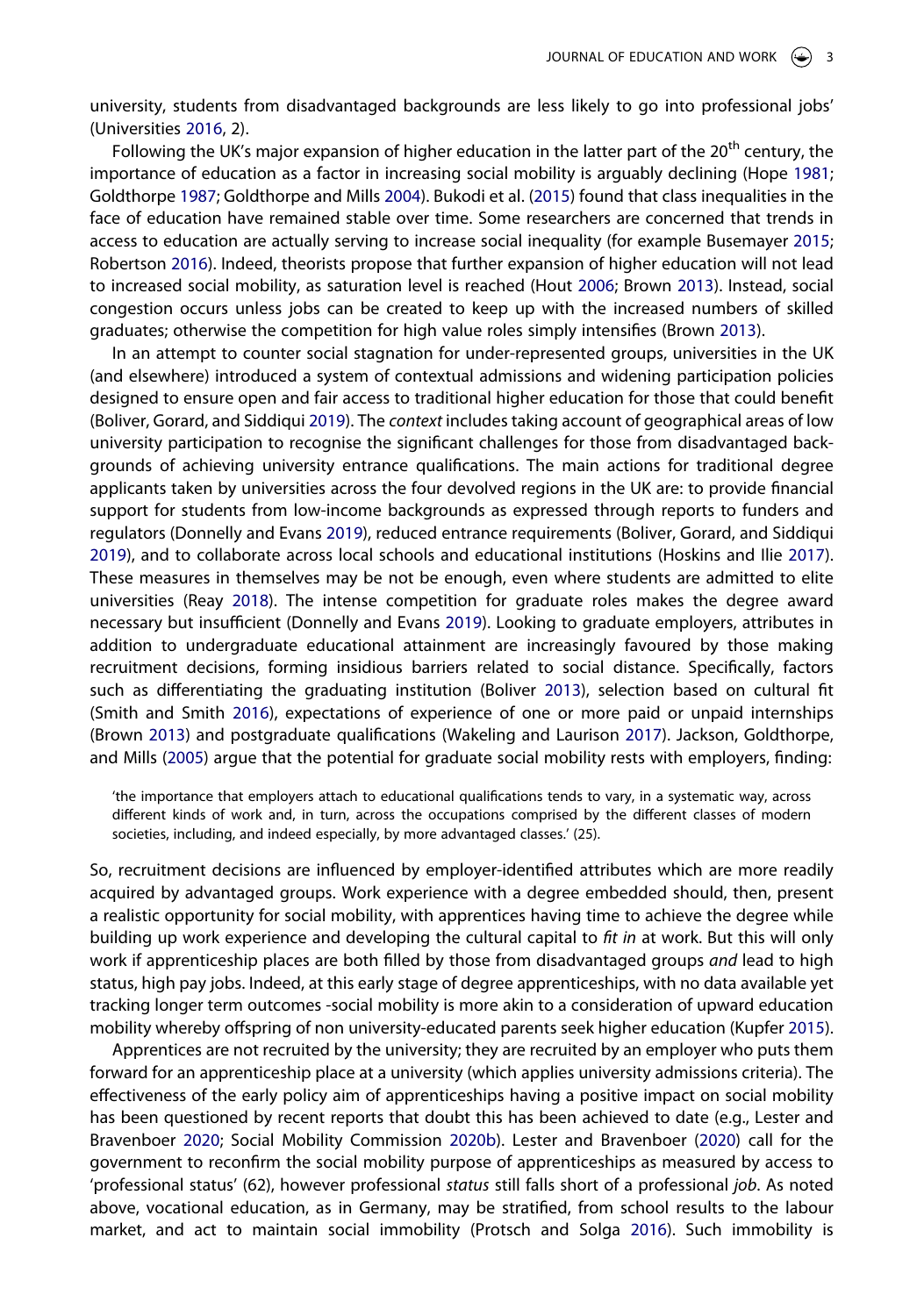university, students from disadvantaged backgrounds are less likely to go into professional jobs' (Universities 2016, 2).

Following the UK's major expansion of higher education in the latter part of the 20th century, the importance of education as a factor in increasing social mobility is arguably declining (Hope 1981; Goldthorpe 1987; Goldthorpe and Mills 2004). Bukodi et al. (2015) found that class inequalities in the face of education have remained stable over time. Some researchers are concerned that trends in access to education are actually serving to increase social inequality (for example Busemayer 2015; Robertson 2016). Indeed, theorists propose that further expansion of higher education will not lead to increased social mobility, as saturation level is reached (Hout 2006; Brown 2013). Instead, social congestion occurs unless jobs can be created to keep up with the increased numbers of skilled graduates; otherwise the competition for high value roles simply intensifies (Brown 2013).

In an attempt to counter social stagnation for under-represented groups, universities in the UK (and elsewhere) introduced a system of contextual admissions and widening participation policies designed to ensure open and fair access to traditional higher education for those that could benefit (Boliver, Gorard, and Siddiqui 2019). The *context* includes taking account of geographical areas of low university participation to recognise the significant challenges for those from disadvantaged backgrounds of achieving university entrance qualifications. The main actions for traditional degree applicants taken by universities across the four devolved regions in the UK are: to provide financial support for students from low-income backgrounds as expressed through reports to funders and regulators (Donnelly and Evans 2019), reduced entrance requirements (Boliver, Gorard, and Siddiqui 2019), and to collaborate across local schools and educational institutions (Hoskins and Ilie 2017). These measures in themselves may be not be enough, even where students are admitted to elite universities (Reay 2018). The intense competition for graduate roles makes the degree award necessary but insufficient (Donnelly and Evans 2019). Looking to graduate employers, attributes in addition to undergraduate educational attainment are increasingly favoured by those making recruitment decisions, forming insidious barriers related to social distance. Specifically, factors such as differentiating the graduating institution (Boliver 2013), selection based on cultural fit (Smith and Smith 2016), expectations of experience of one or more paid or unpaid internships (Brown 2013) and postgraduate qualifications (Wakeling and Laurison 2017). Jackson, Goldthorpe, and Mills (2005) argue that the potential for graduate social mobility rests with employers, finding:

> 'the importance that employers attach to educational qualifications tends to vary, in a systematic way, across different kinds of work and, in turn, across the occupations comprised by the different classes of modern societies, including, and indeed especially, by more advantaged classes.' (25).

So, recruitment decisions are influenced by employer-identified attributes which are more readily acquired by advantaged groups. Work experience with a degree embedded should, then, present a realistic opportunity for social mobility, with apprentices having time to achieve the degree while building up work experience and developing the cultural capital to *fit in* at work. But this will only work if apprenticeship places are both filled by those from disadvantaged groups *and* lead to high status, high pay jobs. Indeed, at this early stage of degree apprenticeships, with no data available yet tracking longer term outcomes -social mobility is more akin to a consideration of upward education mobility whereby offspring of non university-educated parents seek higher education (Kupfer 2015).

Apprentices are not recruited by the university; they are recruited by an employer who puts them forward for an apprenticeship place at a university (which applies university admissions criteria). The effectiveness of the early policy aim of apprenticeships having a positive impact on social mobility has been questioned by recent reports that doubt this has been achieved to date (e.g., Lester and Bravenboer 2020; Social Mobility Commission 2020b). Lester and Bravenboer (2020) call for the government to reconfirm the social mobility purpose of apprenticeships as measured by access to 'professional status' (62), however professional *status* still falls short of a professional *job*. As noted above, vocational education, as in Germany, may be stratified, from school results to the labour market, and act to maintain social immobility (Protsch and Solga 2016). Such immobility is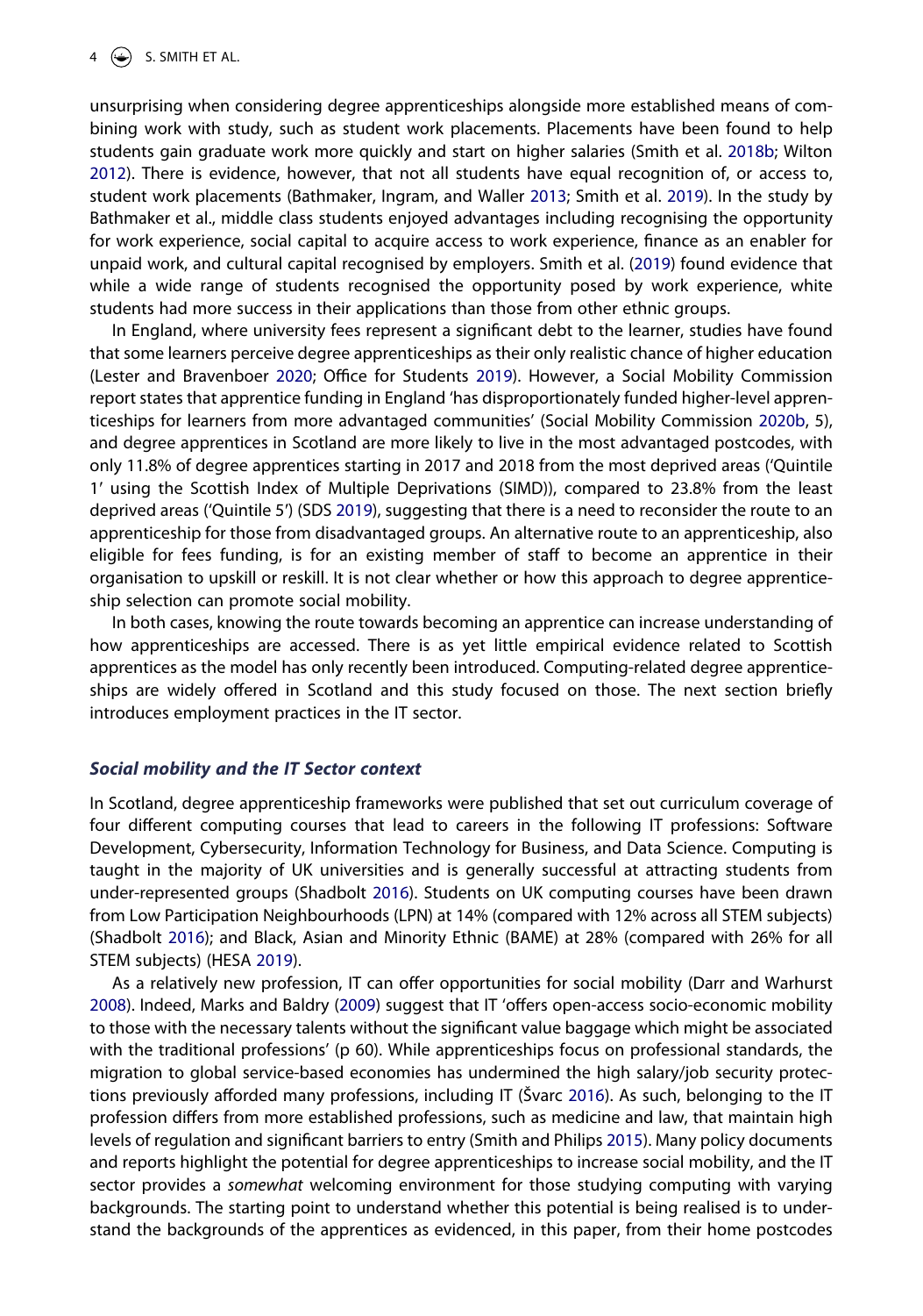unsurprising when considering degree apprenticeships alongside more established means of combining work with study, such as student work placements. Placements have been found to help students gain graduate work more quickly and start on higher salaries (Smith et al. 2018b; Wilton 2012). There is evidence, however, that not all students have equal recognition of, or access to, student work placements (Bathmaker, Ingram, and Waller 2013; Smith et al. 2019). In the study by Bathmaker et al., middle class students enjoyed advantages including recognising the opportunity for work experience, social capital to acquire access to work experience, finance as an enabler for unpaid work, and cultural capital recognised by employers. Smith et al. (2019) found evidence that while a wide range of students recognised the opportunity posed by work experience, white students had more success in their applications than those from other ethnic groups.

In England, where university fees represent a significant debt to the learner, studies have found that some learners perceive degree apprenticeships as their only realistic chance of higher education (Lester and Bravenboer 2020; Office for Students 2019). However, a Social Mobility Commission report states that apprentice funding in England 'has disproportionately funded higher-level apprenticeships for learners from more advantaged communities' (Social Mobility Commission 2020b, 5), and degree apprentices in Scotland are more likely to live in the most advantaged postcodes, with only 11.8% of degree apprentices starting in 2017 and 2018 from the most deprived areas ('Quintile 1' using the Scottish Index of Multiple Deprivations (SIMD)), compared to 23.8% from the least deprived areas ('Quintile 5') (SDS 2019), suggesting that there is a need to reconsider the route to an apprenticeship for those from disadvantaged groups. An alternative route to an apprenticeship, also eligible for fees funding, is for an existing member of staff to become an apprentice in their organisation to upskill or reskill. It is not clear whether or how this approach to degree apprenticeship selection can promote social mobility.

In both cases, knowing the route towards becoming an apprentice can increase understanding of how apprenticeships are accessed. There is as yet little empirical evidence related to Scottish apprentices as the model has only recently been introduced. Computing-related degree apprenticeships are widely offered in Scotland and this study focused on those. The next section briefly introduces employment practices in the IT sector.

### *Social mobility and the IT Sector context*

In Scotland, degree apprenticeship frameworks were published that set out curriculum coverage of four different computing courses that lead to careers in the following IT professions: Software Development, Cybersecurity, Information Technology for Business, and Data Science. Computing is taught in the majority of UK universities and is generally successful at attracting students from under-represented groups (Shadbolt 2016). Students on UK computing courses have been drawn from Low Participation Neighbourhoods (LPN) at 14% (compared with 12% across all STEM subjects) (Shadbolt 2016); and Black, Asian and Minority Ethnic (BAME) at 28% (compared with 26% for all STEM subjects) (HESA 2019).

As a relatively new profession, IT can offer opportunities for social mobility (Darr and Warhurst 2008). Indeed, Marks and Baldry (2009) suggest that IT 'offers open-access socio-economic mobility to those with the necessary talents without the significant value baggage which might be associated with the traditional professions' (p 60). While apprenticeships focus on professional standards, the migration to global service-based economies has undermined the high salary/job security protections previously afforded many professions, including IT (Švarc 2016). As such, belonging to the IT profession differs from more established professions, such as medicine and law, that maintain high levels of regulation and significant barriers to entry (Smith and Philips 2015). Many policy documents and reports highlight the potential for degree apprenticeships to increase social mobility, and the IT sector provides a *somewhat* welcoming environment for those studying computing with varying backgrounds. The starting point to understand whether this potential is being realised is to understand the backgrounds of the apprentices as evidenced, in this paper, from their home postcodes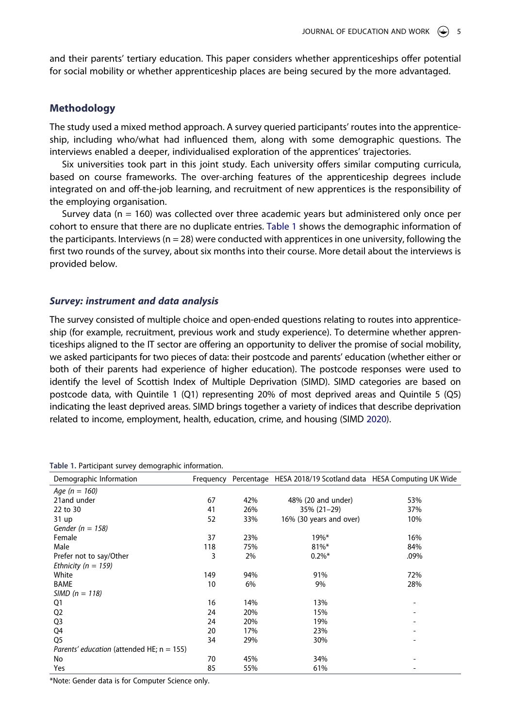and their parents' tertiary education. This paper considers whether apprenticeships offer potential for social mobility or whether apprenticeship places are being secured by the more advantaged.

## Methodology

The study used a mixed method approach. A survey queried participants' routes into the apprenticeship, including who/what had influenced them, along with some demographic questions. The interviews enabled a deeper, individualised exploration of the apprentices' trajectories.

Six universities took part in this joint study. Each university offers similar computing curricula, based on course frameworks. The over-arching features of the apprenticeship degrees include integrated on and off-the-job learning, and recruitment of new apprentices is the responsibility of the employing organisation.

Survey data (n = 160) was collected over three academic years but administered only once per cohort to ensure that there are no duplicate entries. Table 1 shows the demographic information of the participants. Interviews (n = 28) were conducted with apprentices in one university, following the first two rounds of the survey, about six months into their course. More detail about the interviews is provided below.

### *Survey: instrument and data analysis*

The survey consisted of multiple choice and open-ended questions relating to routes into apprenticeship (for example, recruitment, previous work and study experience). To determine whether apprenticeships aligned to the IT sector are offering an opportunity to deliver the promise of social mobility, we asked participants for two pieces of data: their postcode and parents' education (whether either or both of their parents had experience of higher education). The postcode responses were used to identify the level of Scottish Index of Multiple Deprivation (SIMD). SIMD categories are based on postcode data, with Quintile 1 (Q1) representing 20% of most deprived areas and Quintile 5 (Q5) indicating the least deprived areas. SIMD brings together a variety of indices that describe deprivation related to income, employment, health, education, crime, and housing (SIMD 2020).

**Table 1.** Participant survey demographic information.

| Demographic Information | Frequency | Percentage | HESA 2018/19 Scotland data | HESA Computing UK Wide |
|---|---|---|---|---|
| *Age (n = 160)* | | | | |
| 21and under | 67 | 42% | 48% (20 and under) | 53% |
| 22 to 30 | 41 | 26% | 35% (21–29) | 37% |
| 31 up | 52 | 33% | 16% (30 years and over) | 10% |
| *Gender (n = 158)* | | | | |
| Female | 37 | 23% | 19%* | 16% |
| Male | 118 | 75% | 81%* | 84% |
| Prefer not to say/Other | 3 | 2% | 0.2%* | .09% |
| *Ethnicity (n = 159)* | | | | |
| White | 149 | 94% | 91% | 72% |
| BAME | 10 | 6% | 9% | 28% |
| *SIMD (n = 118)* | | | | |
| Q1 | 16 | 14% | 13% | - |
| Q2 | 24 | 20% | 15% | - |
| Q3 | 24 | 20% | 19% | - |
| Q4 | 20 | 17% | 23% | - |
| Q5 | 34 | 29% | 30% | - |
| *Parents' education* (attended HE; n = 155) | | | | |
| No | 70 | 45% | 34% | - |
| Yes | 85 | 55% | 61% | - |

*Note: Gender data is for Computer Science only.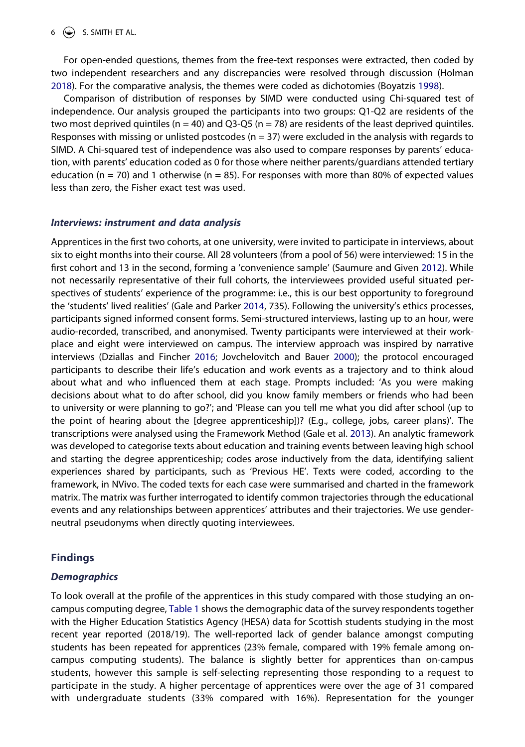For open-ended questions, themes from the free-text responses were extracted, then coded by two independent researchers and any discrepancies were resolved through discussion (Holman 2018). For the comparative analysis, the themes were coded as dichotomies (Boyatzis 1998).

Comparison of distribution of responses by SIMD were conducted using Chi-squared test of independence. Our analysis grouped the participants into two groups: Q1-Q2 are residents of the two most deprived quintiles (n = 40) and Q3-Q5 (n = 78) are residents of the least deprived quintiles. Responses with missing or unlisted postcodes (n = 37) were excluded in the analysis with regards to SIMD. A Chi-squared test of independence was also used to compare responses by parents' education, with parents' education coded as 0 for those where neither parents/guardians attended tertiary education (n = 70) and 1 otherwise (n = 85). For responses with more than 80% of expected values less than zero, the Fisher exact test was used.

### *Interviews: instrument and data analysis*

Apprentices in the first two cohorts, at one university, were invited to participate in interviews, about six to eight months into their course. All 28 volunteers (from a pool of 56) were interviewed: 15 in the first cohort and 13 in the second, forming a 'convenience sample' (Saumure and Given 2012). While not necessarily representative of their full cohorts, the interviewees provided useful situated perspectives of students' experience of the programme: i.e., this is our best opportunity to foreground the 'students' lived realities' (Gale and Parker 2014, 735). Following the university's ethics processes, participants signed informed consent forms. Semi-structured interviews, lasting up to an hour, were audio-recorded, transcribed, and anonymised. Twenty participants were interviewed at their workplace and eight were interviewed on campus. The interview approach was inspired by narrative interviews (Dziallas and Fincher 2016; Jovchelovitch and Bauer 2000); the protocol encouraged participants to describe their life's education and work events as a trajectory and to think aloud about what and who influenced them at each stage. Prompts included: 'As you were making decisions about what to do after school, did you know family members or friends who had been to university or were planning to go?'; and 'Please can you tell me what you did after school (up to the point of hearing about the [degree apprenticeship])? (E.g., college, jobs, career plans)'. The transcriptions were analysed using the Framework Method (Gale et al. 2013). An analytic framework was developed to categorise texts about education and training events between leaving high school and starting the degree apprenticeship; codes arose inductively from the data, identifying salient experiences shared by participants, such as 'Previous HE'. Texts were coded, according to the framework, in NVivo. The coded texts for each case were summarised and charted in the framework matrix. The matrix was further interrogated to identify common trajectories through the educational events and any relationships between apprentices' attributes and their trajectories. We use gender-neutral pseudonyms when directly quoting interviewees.

## Findings

### *Demographics*

To look overall at the profile of the apprentices in this study compared with those studying an on-campus computing degree, Table 1 shows the demographic data of the survey respondents together with the Higher Education Statistics Agency (HESA) data for Scottish students studying in the most recent year reported (2018/19). The well-reported lack of gender balance amongst computing students has been repeated for apprentices (23% female, compared with 19% female among on-campus computing students). The balance is slightly better for apprentices than on-campus students, however this sample is self-selecting representing those responding to a request to participate in the study. A higher percentage of apprentices were over the age of 31 compared with undergraduate students (33% compared with 16%). Representation for the younger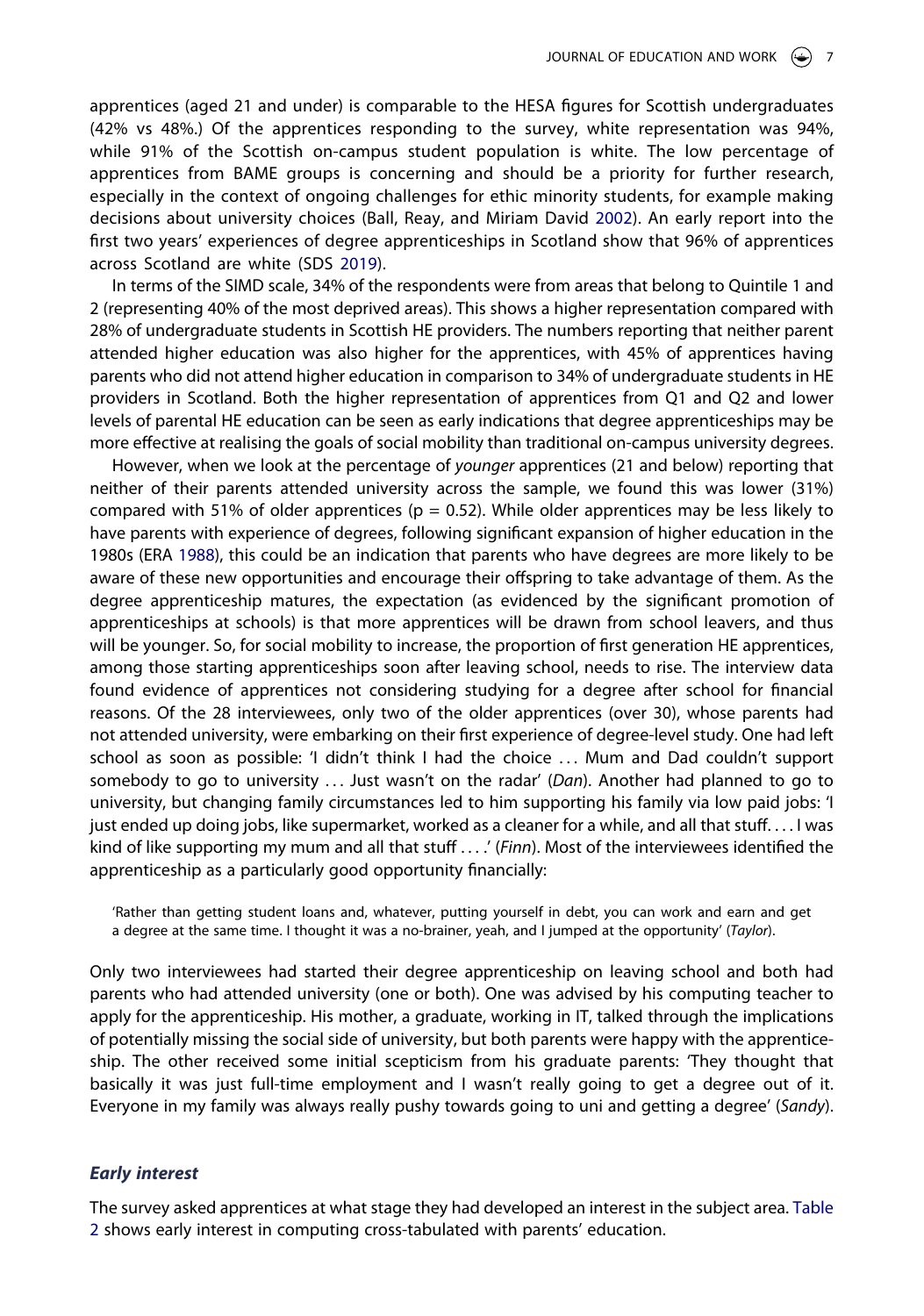apprentices (aged 21 and under) is comparable to the HESA figures for Scottish undergraduates (42% vs 48%.) Of the apprentices responding to the survey, white representation was 94%, while 91% of the Scottish on-campus student population is white. The low percentage of apprentices from BAME groups is concerning and should be a priority for further research, especially in the context of ongoing challenges for ethic minority students, for example making decisions about university choices (Ball, Reay, and Miriam David 2002). An early report into the first two years' experiences of degree apprenticeships in Scotland show that 96% of apprentices across Scotland are white (SDS 2019).

In terms of the SIMD scale, 34% of the respondents were from areas that belong to Quintile 1 and 2 (representing 40% of the most deprived areas). This shows a higher representation compared with 28% of undergraduate students in Scottish HE providers. The numbers reporting that neither parent attended higher education was also higher for the apprentices, with 45% of apprentices having parents who did not attend higher education in comparison to 34% of undergraduate students in HE providers in Scotland. Both the higher representation of apprentices from Q1 and Q2 and lower levels of parental HE education can be seen as early indications that degree apprenticeships may be more effective at realising the goals of social mobility than traditional on-campus university degrees.

However, when we look at the percentage of *younger* apprentices (21 and below) reporting that neither of their parents attended university across the sample, we found this was lower (31%) compared with 51% of older apprentices ($p = 0.52$). While older apprentices may be less likely to have parents with experience of degrees, following significant expansion of higher education in the 1980s (ERA 1988), this could be an indication that parents who have degrees are more likely to be aware of these new opportunities and encourage their offspring to take advantage of them. As the degree apprenticeship matures, the expectation (as evidenced by the significant promotion of apprenticeships at schools) is that more apprentices will be drawn from school leavers, and thus will be younger. So, for social mobility to increase, the proportion of first generation HE apprentices, among those starting apprenticeships soon after leaving school, needs to rise. The interview data found evidence of apprentices not considering studying for a degree after school for financial reasons. Of the 28 interviewees, only two of the older apprentices (over 30), whose parents had not attended university, were embarking on their first experience of degree-level study. One had left school as soon as possible: 'I didn't think I had the choice ... Mum and Dad couldn't support somebody to go to university ... Just wasn't on the radar' (*Dan*). Another had planned to go to university, but changing family circumstances led to him supporting his family via low paid jobs: 'I just ended up doing jobs, like supermarket, worked as a cleaner for a while, and all that stuff. ... I was kind of like supporting my mum and all that stuff ... .' (*Finn*). Most of the interviewees identified the apprenticeship as a particularly good opportunity financially:

> 'Rather than getting student loans and, whatever, putting yourself in debt, you can work and earn and get a degree at the same time. I thought it was a no-brainer, yeah, and I jumped at the opportunity' (*Taylor*).

Only two interviewees had started their degree apprenticeship on leaving school and both had parents who had attended university (one or both). One was advised by his computing teacher to apply for the apprenticeship. His mother, a graduate, working in IT, talked through the implications of potentially missing the social side of university, but both parents were happy with the apprenticeship. The other received some initial scepticism from his graduate parents: 'They thought that basically it was just full-time employment and I wasn't really going to get a degree out of it. Everyone in my family was always really pushy towards going to uni and getting a degree' (*Sandy*).

### *Early interest*

The survey asked apprentices at what stage they had developed an interest in the subject area. Table 2 shows early interest in computing cross-tabulated with parents' education.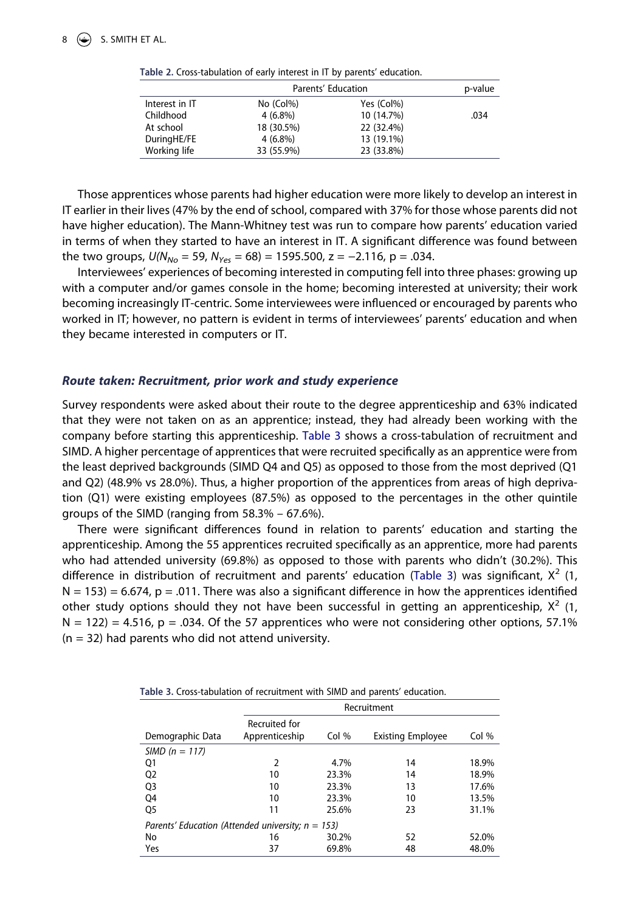**Table 2.** Cross-tabulation of early interest in IT by parents' education.

| | Parents' Education | | p-value |
|---|---|---|---|
| Interest in IT | No (Col%) | Yes (Col%) | |
| Childhood | 4 (6.8%) | 10 (14.7%) | .034 |
| At school | 18 (30.5%) | 22 (32.4%) | |
| DuringHE/FE | 4 (6.8%) | 13 (19.1%) | |
| Working life | 33 (55.9%) | 23 (33.8%) | |

Those apprentices whose parents had higher education were more likely to develop an interest in IT earlier in their lives (47% by the end of school, compared with 37% for those whose parents did not have higher education). The Mann-Whitney test was run to compare how parents' education varied in terms of when they started to have an interest in IT. A significant difference was found between the two groups, $U(N_{No} = 59, N_{Yes} = 68) = 1595.500$, $z = -2.116$, $p = .034$.

Interviewees' experiences of becoming interested in computing fell into three phases: growing up with a computer and/or games console in the home; becoming interested at university; their work becoming increasingly IT-centric. Some interviewees were influenced or encouraged by parents who worked in IT; however, no pattern is evident in terms of interviewees' parents' education and when they became interested in computers or IT.

### *Route taken: Recruitment, prior work and study experience*

Survey respondents were asked about their route to the degree apprenticeship and 63% indicated that they were not taken on as an apprentice; instead, they had already been working with the company before starting this apprenticeship. Table 3 shows a cross-tabulation of recruitment and SIMD. A higher percentage of apprentices that were recruited specifically as an apprentice were from the least deprived backgrounds (SIMD Q4 and Q5) as opposed to those from the most deprived (Q1 and Q2) (48.9% vs 28.0%). Thus, a higher proportion of the apprentices from areas of high deprivation (Q1) were existing employees (87.5%) as opposed to the percentages in the other quintile groups of the SIMD (ranging from 58.3% – 67.6%).

There were significant differences found in relation to parents' education and starting the apprenticeship. Among the 55 apprentices recruited specifically as an apprentice, more had parents who had attended university (69.8%) as opposed to those with parents who didn't (30.2%). This difference in distribution of recruitment and parents' education (Table 3) was significant, $X^2$ (1, N = 153) = 6.674, p = .011. There was also a significant difference in how the apprentices identified other study options should they not have been successful in getting an apprenticeship, $X^2$ (1, N = 122) = 4.516, p = .034. Of the 57 apprentices who were not considering other options, 57.1% (n = 32) had parents who did not attend university.

**Table 3.** Cross-tabulation of recruitment with SIMD and parents' education.

| | Recruitment | | | |
|---|---|---|---|---|
| Demographic Data | Recruited for Apprenticeship | Col % | Existing Employee | Col % |
| *SIMD (n = 117)* | | | | |
| Q1 | 2 | 4.7% | 14 | 18.9% |
| Q2 | 10 | 23.3% | 14 | 18.9% |
| Q3 | 10 | 23.3% | 13 | 17.6% |
| Q4 | 10 | 23.3% | 10 | 13.5% |
| Q5 | 11 | 25.6% | 23 | 31.1% |
| *Parents' Education (Attended university; n = 153)* | | | | |
| No | 16 | 30.2% | 52 | 52.0% |
| Yes | 37 | 69.8% | 48 | 48.0% |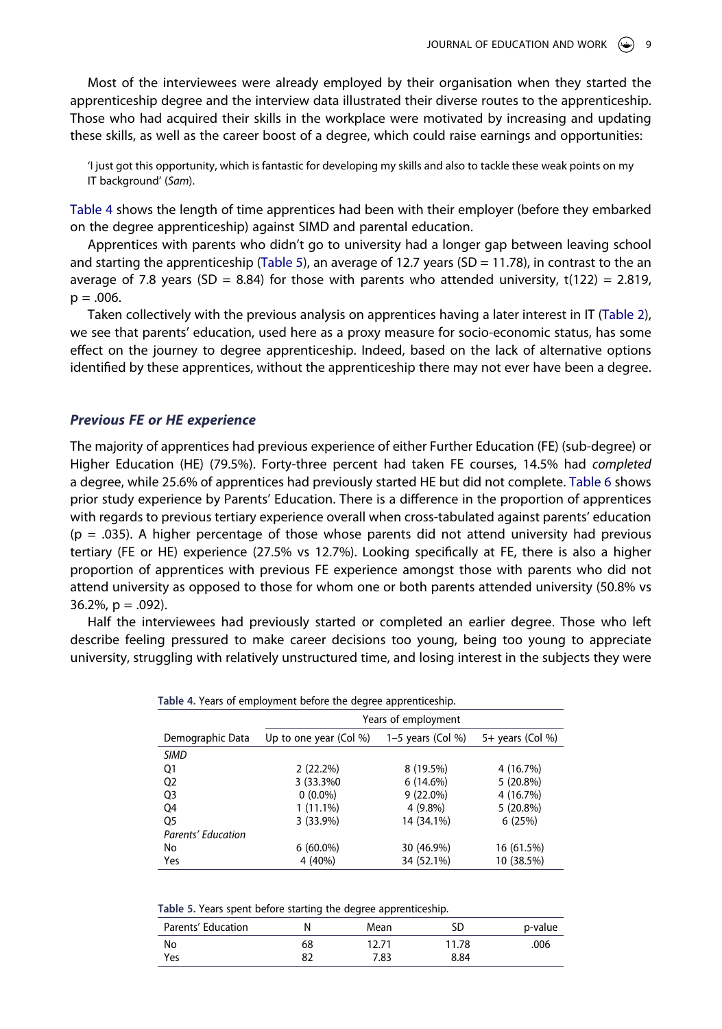Most of the interviewees were already employed by their organisation when they started the apprenticeship degree and the interview data illustrated their diverse routes to the apprenticeship. Those who had acquired their skills in the workplace were motivated by increasing and updating these skills, as well as the career boost of a degree, which could raise earnings and opportunities:

> 'I just got this opportunity, which is fantastic for developing my skills and also to tackle these weak points on my IT background' (*Sam*).

Table 4 shows the length of time apprentices had been with their employer (before they embarked on the degree apprenticeship) against SIMD and parental education.

Apprentices with parents who didn't go to university had a longer gap between leaving school and starting the apprenticeship (Table 5), an average of 12.7 years (SD = 11.78), in contrast to the an average of 7.8 years (SD = 8.84) for those with parents who attended university, $t(122) = 2.819$, $p = .006$.

Taken collectively with the previous analysis on apprentices having a later interest in IT (Table 2), we see that parents' education, used here as a proxy measure for socio-economic status, has some effect on the journey to degree apprenticeship. Indeed, based on the lack of alternative options identified by these apprentices, without the apprenticeship there may not ever have been a degree.

### *Previous FE or HE experience*

The majority of apprentices had previous experience of either Further Education (FE) (sub-degree) or Higher Education (HE) (79.5%). Forty-three percent had taken FE courses, 14.5% had *completed* a degree, while 25.6% of apprentices had previously started HE but did not complete. Table 6 shows prior study experience by Parents' Education. There is a difference in the proportion of apprentices with regards to previous tertiary experience overall when cross-tabulated against parents' education ($p = .035$). A higher percentage of those whose parents did not attend university had previous tertiary (FE or HE) experience (27.5% vs 12.7%). Looking specifically at FE, there is also a higher proportion of apprentices with previous FE experience amongst those with parents who did not attend university as opposed to those for whom one or both parents attended university (50.8% vs 36.2%, $p = .092$).

Half the interviewees had previously started or completed an earlier degree. Those who left describe feeling pressured to make career decisions too young, being too young to appreciate university, struggling with relatively unstructured time, and losing interest in the subjects they were

**Table 4.** Years of employment before the degree apprenticeship.

| | Years of employment | | |
|---|---|---|---|
| Demographic Data | Up to one year (Col %) | 1–5 years (Col %) | 5+ years (Col %) |
| *SIMD* | | | |
| Q1 | 2 (22.2%) | 8 (19.5%) | 4 (16.7%) |
| Q2 | 3 (33.3%0 | 6 (14.6%) | 5 (20.8%) |
| Q3 | 0 (0.0%) | 9 (22.0%) | 4 (16.7%) |
| Q4 | 1 (11.1%) | 4 (9.8%) | 5 (20.8%) |
| Q5 | 3 (33.9%) | 14 (34.1%) | 6 (25%) |
| *Parents' Education* | | | |
| No | 6 (60.0%) | 30 (46.9%) | 16 (61.5%) |
| Yes | 4 (40%) | 34 (52.1%) | 10 (38.5%) |

**Table 5.** Years spent before starting the degree apprenticeship.

| Parents' Education | N | Mean | SD | p-value |
|---|---|---|---|---|
| No | 68 | 12.71 | 11.78 | .006 |
| Yes | 82 | 7.83 | 8.84 | |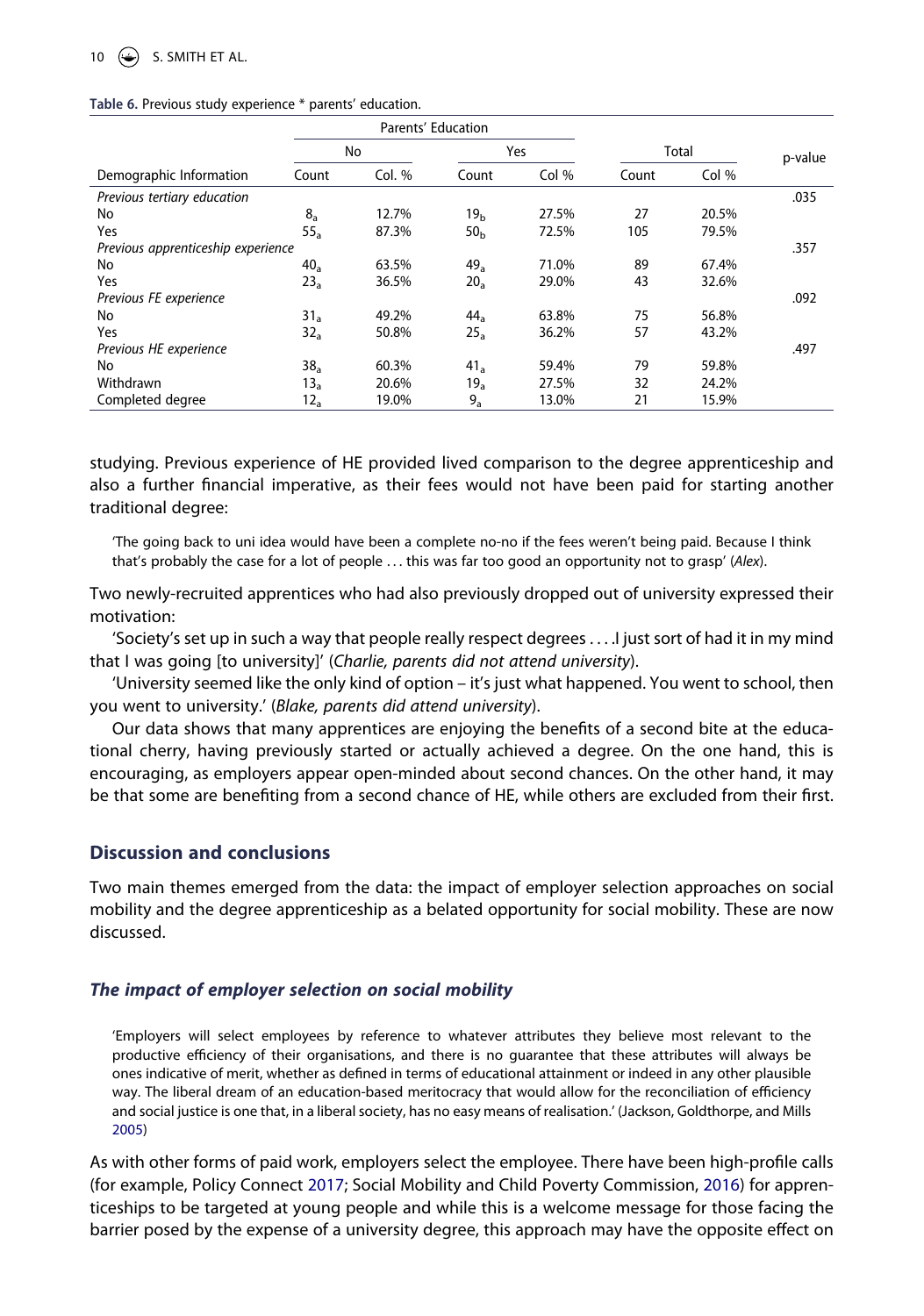**Table 6.** Previous study experience * parents' education.

| | Parents' Education | | | | | | |
|---|---|---|---|---|---|---|---|
| | No | | Yes | | Total | | p-value |
| Demographic Information | Count | Col. % | Count | Col % | Count | Col % | |
| *Previous tertiary education* | | | | | | | .035 |
| No | $8_a$ | 12.7% | $19_b$ | 27.5% | 27 | 20.5% | |
| Yes | $55_a$ | 87.3% | $50_b$ | 72.5% | 105 | 79.5% | |
| *Previous apprenticeship experience* | | | | | | | .357 |
| No | $40_a$ | 63.5% | $49_a$ | 71.0% | 89 | 67.4% | |
| Yes | $23_a$ | 36.5% | $20_a$ | 29.0% | 43 | 32.6% | |
| *Previous FE experience* | | | | | | | .092 |
| No | $31_a$ | 49.2% | $44_a$ | 63.8% | 75 | 56.8% | |
| Yes | $32_a$ | 50.8% | $25_a$ | 36.2% | 57 | 43.2% | |
| *Previous HE experience* | | | | | | | .497 |
| No | $38_a$ | 60.3% | $41_a$ | 59.4% | 79 | 59.8% | |
| Withdrawn | $13_a$ | 20.6% | $19_a$ | 27.5% | 32 | 24.2% | |
| Completed degree | $12_a$ | 19.0% | $9_a$ | 13.0% | 21 | 15.9% | |

studying. Previous experience of HE provided lived comparison to the degree apprenticeship and also a further financial imperative, as their fees would not have been paid for starting another traditional degree:

> 'The going back to uni idea would have been a complete no-no if the fees weren't being paid. Because I think that's probably the case for a lot of people … this was far too good an opportunity not to grasp' (*Alex*).

Two newly-recruited apprentices who had also previously dropped out of university expressed their motivation:

'Society's set up in such a way that people really respect degrees … .I just sort of had it in my mind that I was going [to university]' (*Charlie, parents did not attend university*).

'University seemed like the only kind of option – it's just what happened. You went to school, then you went to university.' (*Blake, parents did attend university*).

Our data shows that many apprentices are enjoying the benefits of a second bite at the educational cherry, having previously started or actually achieved a degree. On the one hand, this is encouraging, as employers appear open-minded about second chances. On the other hand, it may be that some are benefiting from a second chance of HE, while others are excluded from their first.

## Discussion and conclusions

Two main themes emerged from the data: the impact of employer selection approaches on social mobility and the degree apprenticeship as a belated opportunity for social mobility. These are now discussed.

### *The impact of employer selection on social mobility*

> 'Employers will select employees by reference to whatever attributes they believe most relevant to the productive efficiency of their organisations, and there is no guarantee that these attributes will always be ones indicative of merit, whether as defined in terms of educational attainment or indeed in any other plausible way. The liberal dream of an education-based meritocracy that would allow for the reconciliation of efficiency and social justice is one that, in a liberal society, has no easy means of realisation.' (Jackson, Goldthorpe, and Mills 2005)

As with other forms of paid work, employers select the employee. There have been high-profile calls (for example, Policy Connect 2017; Social Mobility and Child Poverty Commission, 2016) for apprenticeships to be targeted at young people and while this is a welcome message for those facing the barrier posed by the expense of a university degree, this approach may have the opposite effect on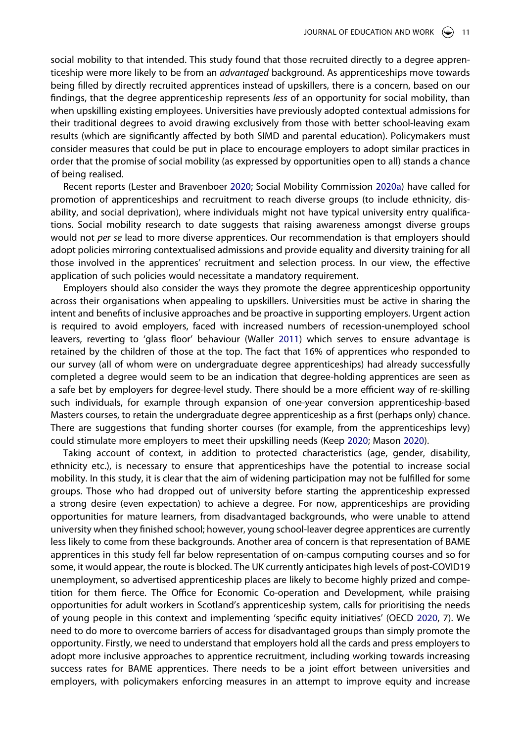social mobility to that intended. This study found that those recruited directly to a degree apprenticeship were more likely to be from an *advantaged* background. As apprenticeships move towards being filled by directly recruited apprentices instead of upskillers, there is a concern, based on our findings, that the degree apprenticeship represents *less* of an opportunity for social mobility, than when upskilling existing employees. Universities have previously adopted contextual admissions for their traditional degrees to avoid drawing exclusively from those with better school-leaving exam results (which are significantly affected by both SIMD and parental education). Policymakers must consider measures that could be put in place to encourage employers to adopt similar practices in order that the promise of social mobility (as expressed by opportunities open to all) stands a chance of being realised.

Recent reports (Lester and Bravenboer 2020; Social Mobility Commission 2020a) have called for promotion of apprenticeships and recruitment to reach diverse groups (to include ethnicity, disability, and social deprivation), where individuals might not have typical university entry qualifications. Social mobility research to date suggests that raising awareness amongst diverse groups would not *per se* lead to more diverse apprentices. Our recommendation is that employers should adopt policies mirroring contextualised admissions and provide equality and diversity training for all those involved in the apprentices' recruitment and selection process. In our view, the effective application of such policies would necessitate a mandatory requirement.

Employers should also consider the ways they promote the degree apprenticeship opportunity across their organisations when appealing to upskillers. Universities must be active in sharing the intent and benefits of inclusive approaches and be proactive in supporting employers. Urgent action is required to avoid employers, faced with increased numbers of recession-unemployed school leavers, reverting to 'glass floor' behaviour (Waller 2011) which serves to ensure advantage is retained by the children of those at the top. The fact that 16% of apprentices who responded to our survey (all of whom were on undergraduate degree apprenticeships) had already successfully completed a degree would seem to be an indication that degree-holding apprentices are seen as a safe bet by employers for degree-level study. There should be a more efficient way of re-skilling such individuals, for example through expansion of one-year conversion apprenticeship-based Masters courses, to retain the undergraduate degree apprenticeship as a first (perhaps only) chance. There are suggestions that funding shorter courses (for example, from the apprenticeships levy) could stimulate more employers to meet their upskilling needs (Keep 2020; Mason 2020).

Taking account of context, in addition to protected characteristics (age, gender, disability, ethnicity etc.), is necessary to ensure that apprenticeships have the potential to increase social mobility. In this study, it is clear that the aim of widening participation may not be fulfilled for some groups. Those who had dropped out of university before starting the apprenticeship expressed a strong desire (even expectation) to achieve a degree. For now, apprenticeships are providing opportunities for mature learners, from disadvantaged backgrounds, who were unable to attend university when they finished school; however, young school-leaver degree apprentices are currently less likely to come from these backgrounds. Another area of concern is that representation of BAME apprentices in this study fell far below representation of on-campus computing courses and so for some, it would appear, the route is blocked. The UK currently anticipates high levels of post-COVID19 unemployment, so advertised apprenticeship places are likely to become highly prized and competition for them fierce. The Office for Economic Co-operation and Development, while praising opportunities for adult workers in Scotland's apprenticeship system, calls for prioritising the needs of young people in this context and implementing 'specific equity initiatives' (OECD 2020, 7). We need to do more to overcome barriers of access for disadvantaged groups than simply promote the opportunity. Firstly, we need to understand that employers hold all the cards and press employers to adopt more inclusive approaches to apprentice recruitment, including working towards increasing success rates for BAME apprentices. There needs to be a joint effort between universities and employers, with policymakers enforcing measures in an attempt to improve equity and increase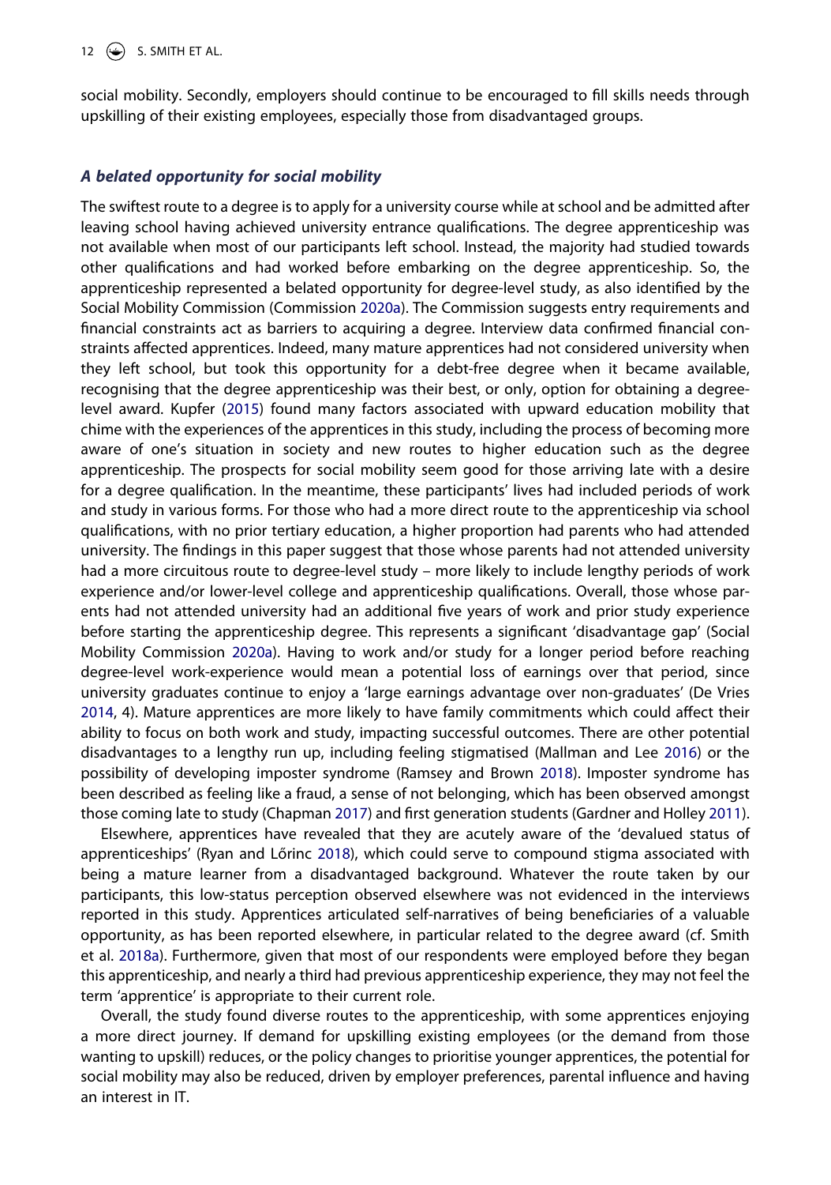social mobility. Secondly, employers should continue to be encouraged to fill skills needs through upskilling of their existing employees, especially those from disadvantaged groups.

### *A belated opportunity for social mobility*

The swiftest route to a degree is to apply for a university course while at school and be admitted after leaving school having achieved university entrance qualifications. The degree apprenticeship was not available when most of our participants left school. Instead, the majority had studied towards other qualifications and had worked before embarking on the degree apprenticeship. So, the apprenticeship represented a belated opportunity for degree-level study, as also identified by the Social Mobility Commission (Commission 2020a). The Commission suggests entry requirements and financial constraints act as barriers to acquiring a degree. Interview data confirmed financial constraints affected apprentices. Indeed, many mature apprentices had not considered university when they left school, but took this opportunity for a debt-free degree when it became available, recognising that the degree apprenticeship was their best, or only, option for obtaining a degree-level award. Kupfer (2015) found many factors associated with upward education mobility that chime with the experiences of the apprentices in this study, including the process of becoming more aware of one's situation in society and new routes to higher education such as the degree apprenticeship. The prospects for social mobility seem good for those arriving late with a desire for a degree qualification. In the meantime, these participants' lives had included periods of work and study in various forms. For those who had a more direct route to the apprenticeship via school qualifications, with no prior tertiary education, a higher proportion had parents who had attended university. The findings in this paper suggest that those whose parents had not attended university had a more circuitous route to degree-level study – more likely to include lengthy periods of work experience and/or lower-level college and apprenticeship qualifications. Overall, those whose parents had not attended university had an additional five years of work and prior study experience before starting the apprenticeship degree. This represents a significant 'disadvantage gap' (Social Mobility Commission 2020a). Having to work and/or study for a longer period before reaching degree-level work-experience would mean a potential loss of earnings over that period, since university graduates continue to enjoy a 'large earnings advantage over non-graduates' (De Vries 2014, 4). Mature apprentices are more likely to have family commitments which could affect their ability to focus on both work and study, impacting successful outcomes. There are other potential disadvantages to a lengthy run up, including feeling stigmatised (Mallman and Lee 2016) or the possibility of developing imposter syndrome (Ramsey and Brown 2018). Imposter syndrome has been described as feeling like a fraud, a sense of not belonging, which has been observed amongst those coming late to study (Chapman 2017) and first generation students (Gardner and Holley 2011).

Elsewhere, apprentices have revealed that they are acutely aware of the 'devalued status of apprenticeships' (Ryan and Lőrinc 2018), which could serve to compound stigma associated with being a mature learner from a disadvantaged background. Whatever the route taken by our participants, this low-status perception observed elsewhere was not evidenced in the interviews reported in this study. Apprentices articulated self-narratives of being beneficiaries of a valuable opportunity, as has been reported elsewhere, in particular related to the degree award (cf. Smith et al. 2018a). Furthermore, given that most of our respondents were employed before they began this apprenticeship, and nearly a third had previous apprenticeship experience, they may not feel the term 'apprentice' is appropriate to their current role.

Overall, the study found diverse routes to the apprenticeship, with some apprentices enjoying a more direct journey. If demand for upskilling existing employees (or the demand from those wanting to upskill) reduces, or the policy changes to prioritise younger apprentices, the potential for social mobility may also be reduced, driven by employer preferences, parental influence and having an interest in IT.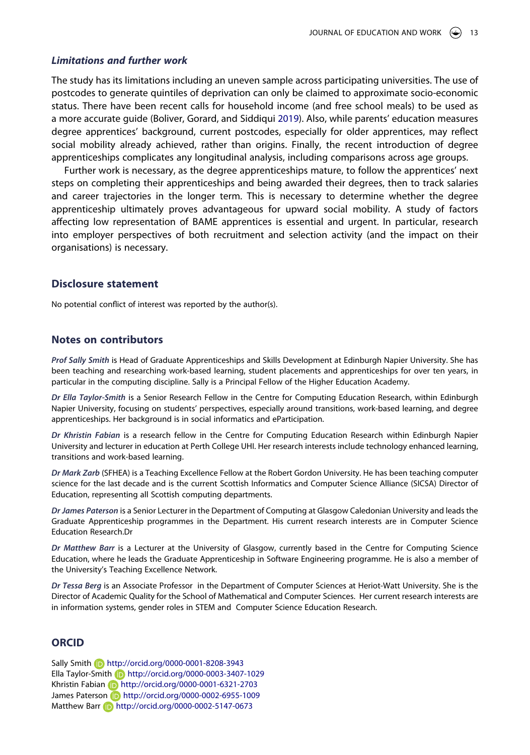### *Limitations and further work*

The study has its limitations including an uneven sample across participating universities. The use of postcodes to generate quintiles of deprivation can only be claimed to approximate socio-economic status. There have been recent calls for household income (and free school meals) to be used as a more accurate guide (Boliver, Gorard, and Siddiqui 2019). Also, while parents' education measures degree apprentices' background, current postcodes, especially for older apprentices, may reflect social mobility already achieved, rather than origins. Finally, the recent introduction of degree apprenticeships complicates any longitudinal analysis, including comparisons across age groups.

Further work is necessary, as the degree apprenticeships mature, to follow the apprentices' next steps on completing their apprenticeships and being awarded their degrees, then to track salaries and career trajectories in the longer term. This is necessary to determine whether the degree apprenticeship ultimately proves advantageous for upward social mobility. A study of factors affecting low representation of BAME apprentices is essential and urgent. In particular, research into employer perspectives of both recruitment and selection activity (and the impact on their organisations) is necessary.

## Disclosure statement

No potential conflict of interest was reported by the author(s).

## Notes on contributors

***Prof Sally Smith*** is Head of Graduate Apprenticeships and Skills Development at Edinburgh Napier University. She has been teaching and researching work-based learning, student placements and apprenticeships for over ten years, in particular in the computing discipline. Sally is a Principal Fellow of the Higher Education Academy.

***Dr Ella Taylor-Smith*** is a Senior Research Fellow in the Centre for Computing Education Research, within Edinburgh Napier University, focusing on students' perspectives, especially around transitions, work-based learning, and degree apprenticeships. Her background is in social informatics and eParticipation.

***Dr Khristin Fabian*** is a research fellow in the Centre for Computing Education Research within Edinburgh Napier University and lecturer in education at Perth College UHI. Her research interests include technology enhanced learning, transitions and work-based learning.

***Dr Mark Zarb*** (SFHEA) is a Teaching Excellence Fellow at the Robert Gordon University. He has been teaching computer science for the last decade and is the current Scottish Informatics and Computer Science Alliance (SICSA) Director of Education, representing all Scottish computing departments.

***Dr James Paterson*** is a Senior Lecturer in the Department of Computing at Glasgow Caledonian University and leads the Graduate Apprenticeship programmes in the Department. His current research interests are in Computer Science Education Research.Dr

***Dr Matthew Barr*** is a Lecturer at the University of Glasgow, currently based in the Centre for Computing Science Education, where he leads the Graduate Apprenticeship in Software Engineering programme. He is also a member of the University's Teaching Excellence Network.

***Dr Tessa Berg*** is an Associate Professor in the Department of Computer Sciences at Heriot-Watt University. She is the Director of Academic Quality for the School of Mathematical and Computer Sciences. Her current research interests are in information systems, gender roles in STEM and Computer Science Education Research.

## ORCID

Sally Smith http://orcid.org/0000-0001-8208-3943
Ella Taylor-Smith http://orcid.org/0000-0003-3407-1029
Khristin Fabian http://orcid.org/0000-0001-6321-2703
James Paterson http://orcid.org/0000-0002-6955-1009
Matthew Barr http://orcid.org/0000-0002-5147-0673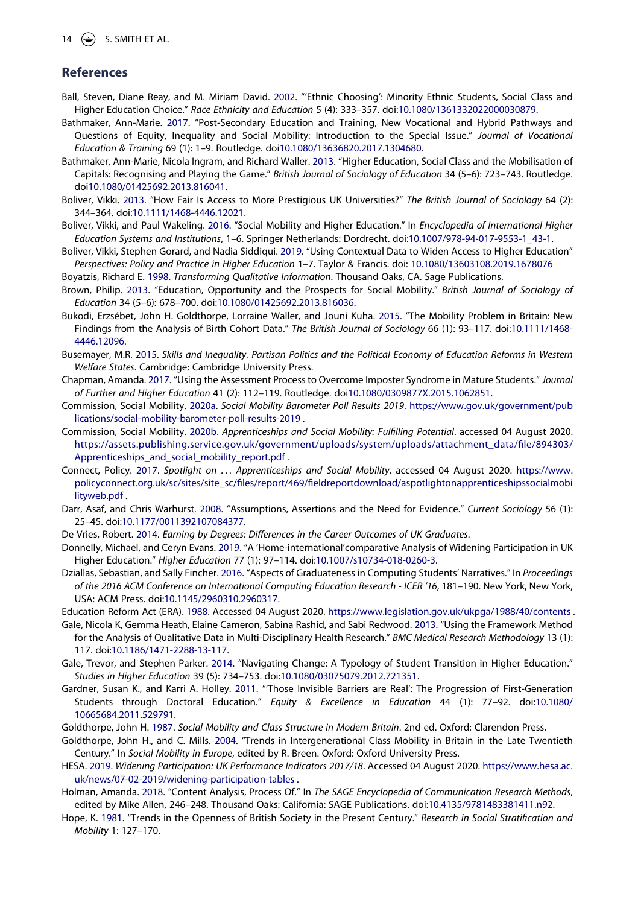## References

Ball, Steven, Diane Reay, and M. Miriam David. 2002. "'Ethnic Choosing': Minority Ethnic Students, Social Class and Higher Education Choice." *Race Ethnicity and Education* 5 (4): 333–357. doi:10.1080/1361332022000030879.

Bathmaker, Ann-Marie. 2017. "Post-Secondary Education and Training, New Vocational and Hybrid Pathways and Questions of Equity, Inequality and Social Mobility: Introduction to the Special Issue." *Journal of Vocational Education & Training* 69 (1): 1–9. Routledge. doi10.1080/13636820.2017.1304680.

Bathmaker, Ann-Marie, Nicola Ingram, and Richard Waller. 2013. "Higher Education, Social Class and the Mobilisation of Capitals: Recognising and Playing the Game." *British Journal of Sociology of Education* 34 (5–6): 723–743. Routledge. doi10.1080/01425692.2013.816041.

Boliver, Vikki. 2013. "How Fair Is Access to More Prestigious UK Universities?" *The British Journal of Sociology* 64 (2): 344–364. doi:10.1111/1468-4446.12021.

Boliver, Vikki, and Paul Wakeling. 2016. "Social Mobility and Higher Education." In *Encyclopedia of International Higher Education Systems and Institutions*, 1–6. Springer Netherlands: Dordrecht. doi:10.1007/978-94-017-9553-1_43-1.

Boliver, Vikki, Stephen Gorard, and Nadia Siddiqui. 2019. "Using Contextual Data to Widen Access to Higher Education" *Perspectives: Policy and Practice in Higher Education* 1–7. Taylor & Francis. doi: 10.1080/13603108.2019.1678076

Boyatzis, Richard E. 1998. *Transforming Qualitative Information*. Thousand Oaks, CA. Sage Publications.

Brown, Philip. 2013. "Education, Opportunity and the Prospects for Social Mobility." *British Journal of Sociology of Education* 34 (5–6): 678–700. doi:10.1080/01425692.2013.816036.

Bukodi, Erzsébet, John H. Goldthorpe, Lorraine Waller, and Jouni Kuha. 2015. "The Mobility Problem in Britain: New Findings from the Analysis of Birth Cohort Data." *The British Journal of Sociology* 66 (1): 93–117. doi:10.1111/1468-4446.12096.

Busemayer, M.R. 2015. *Skills and Inequality. Partisan Politics and the Political Economy of Education Reforms in Western Welfare States*. Cambridge: Cambridge University Press.

Chapman, Amanda. 2017. "Using the Assessment Process to Overcome Imposter Syndrome in Mature Students." *Journal of Further and Higher Education* 41 (2): 112–119. Routledge. doi10.1080/0309877X.2015.1062851.

Commission, Social Mobility. 2020a. *Social Mobility Barometer Poll Results 2019*. https://www.gov.uk/government/publications/social-mobility-barometer-poll-results-2019 .

Commission, Social Mobility. 2020b. *Apprenticeships and Social Mobility: Fulfilling Potential*. accessed 04 August 2020. https://assets.publishing.service.gov.uk/government/uploads/system/uploads/attachment_data/file/894303/Apprenticeships_and_social_mobility_report.pdf .

Connect, Policy. 2017. *Spotlight on ... Apprenticeships and Social Mobility*. accessed 04 August 2020. https://www.policyconnect.org.uk/sc/sites/site_sc/files/report/469/fieldreportdownload/aspotlightonapprenticeshipssocialmobilityweb.pdf .

Darr, Asaf, and Chris Warhurst. 2008. "Assumptions, Assertions and the Need for Evidence." *Current Sociology* 56 (1): 25–45. doi:10.1177/0011392107084377.

De Vries, Robert. 2014. *Earning by Degrees: Differences in the Career Outcomes of UK Graduates*.

Donnelly, Michael, and Ceryn Evans. 2019. "A 'Home-international'comparative Analysis of Widening Participation in UK Higher Education." *Higher Education* 77 (1): 97–114. doi:10.1007/s10734-018-0260-3.

Dziallas, Sebastian, and Sally Fincher. 2016. "Aspects of Graduateness in Computing Students' Narratives." In *Proceedings of the 2016 ACM Conference on International Computing Education Research - ICER '16*, 181–190. New York, New York, USA: ACM Press. doi:10.1145/2960310.2960317.

Education Reform Act (ERA). 1988. Accessed 04 August 2020. https://www.legislation.gov.uk/ukpga/1988/40/contents .

Gale, Nicola K, Gemma Heath, Elaine Cameron, Sabina Rashid, and Sabi Redwood. 2013. "Using the Framework Method for the Analysis of Qualitative Data in Multi-Disciplinary Health Research." *BMC Medical Research Methodology* 13 (1): 117. doi:10.1186/1471-2288-13-117.

Gale, Trevor, and Stephen Parker. 2014. "Navigating Change: A Typology of Student Transition in Higher Education." *Studies in Higher Education* 39 (5): 734–753. doi:10.1080/03075079.2012.721351.

Gardner, Susan K., and Karri A. Holley. 2011. "'Those Invisible Barriers are Real': The Progression of First-Generation Students through Doctoral Education." *Equity & Excellence in Education* 44 (1): 77–92. doi:10.1080/10665684.2011.529791.

Goldthorpe, John H. 1987. *Social Mobility and Class Structure in Modern Britain*. 2nd ed. Oxford: Clarendon Press.

Goldthorpe, John H., and C. Mills. 2004. "Trends in Intergenerational Class Mobility in Britain in the Late Twentieth Century." In *Social Mobility in Europe*, edited by R. Breen. Oxford: Oxford University Press.

HESA. 2019. *Widening Participation: UK Performance Indicators 2017/18*. Accessed 04 August 2020. https://www.hesa.ac.uk/news/07-02-2019/widening-participation-tables .

Holman, Amanda. 2018. "Content Analysis, Process Of." In *The SAGE Encyclopedia of Communication Research Methods*, edited by Mike Allen, 246–248. Thousand Oaks: California: SAGE Publications. doi:10.4135/9781483381411.n92.

Hope, K. 1981. "Trends in the Openness of British Society in the Present Century." *Research in Social Stratification and Mobility* 1: 127–170.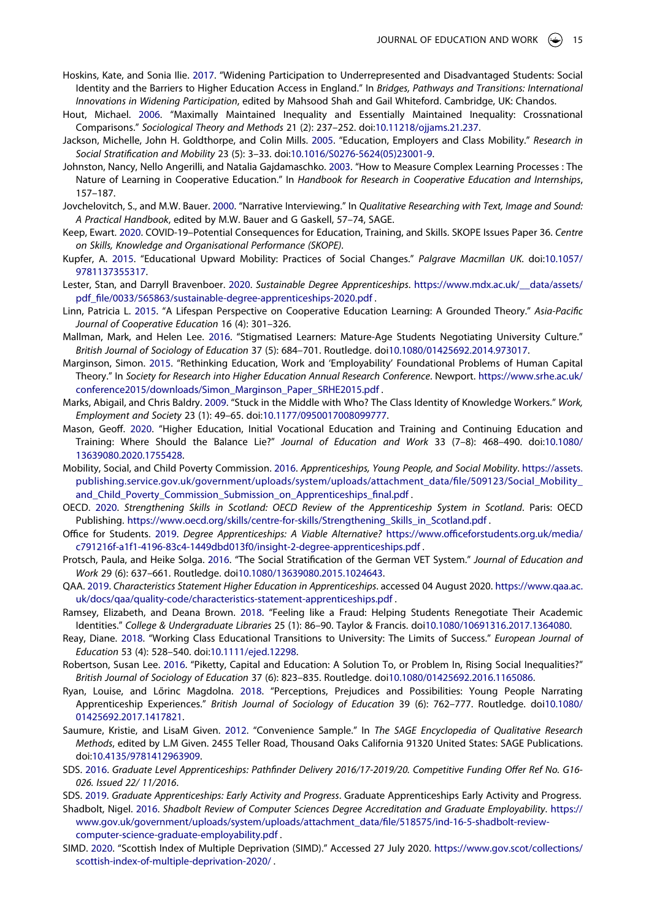Hoskins, Kate, and Sonia Ilie. 2017. "Widening Participation to Underrepresented and Disadvantaged Students: Social Identity and the Barriers to Higher Education Access in England." In *Bridges, Pathways and Transitions: International Innovations in Widening Participation*, edited by Mahsood Shah and Gail Whiteford. Cambridge, UK: Chandos.

Hout, Michael. 2006. "Maximally Maintained Inequality and Essentially Maintained Inequality: Crossnational Comparisons." *Sociological Theory and Methods* 21 (2): 237–252. doi:10.11218/ojjams.21.237.

Jackson, Michelle, John H. Goldthorpe, and Colin Mills. 2005. "Education, Employers and Class Mobility." *Research in Social Stratification and Mobility* 23 (5): 3–33. doi:10.1016/S0276-5624(05)23001-9.

Johnston, Nancy, Nello Angerilli, and Natalia Gajdamaschko. 2003. "How to Measure Complex Learning Processes : The Nature of Learning in Cooperative Education." In *Handbook for Research in Cooperative Education and Internships*, 157–187.

Jovchelovitch, S., and M.W. Bauer. 2000. "Narrative Interviewing." In *Qualitative Researching with Text, Image and Sound: A Practical Handbook*, edited by M.W. Bauer and G Gaskell, 57–74, SAGE.

Keep, Ewart. 2020. COVID-19–Potential Consequences for Education, Training, and Skills. SKOPE Issues Paper 36. *Centre on Skills, Knowledge and Organisational Performance (SKOPE)*.

Kupfer, A. 2015. "Educational Upward Mobility: Practices of Social Changes." *Palgrave Macmillan UK*. doi:10.1057/9781137355317.

Lester, Stan, and Darryll Bravenboer. 2020. *Sustainable Degree Apprenticeships*. https://www.mdx.ac.uk/__data/assets/pdf_file/0033/565863/sustainable-degree-apprenticeships-2020.pdf .

Linn, Patricia L. 2015. "A Lifespan Perspective on Cooperative Education Learning: A Grounded Theory." *Asia-Pacific Journal of Cooperative Education* 16 (4): 301–326.

Mallman, Mark, and Helen Lee. 2016. "Stigmatised Learners: Mature-Age Students Negotiating University Culture." *British Journal of Sociology of Education* 37 (5): 684–701. Routledge. doi10.1080/01425692.2014.973017.

Marginson, Simon. 2015. "Rethinking Education, Work and 'Employability' Foundational Problems of Human Capital Theory." In *Society for Research into Higher Education Annual Research Conference*. Newport. https://www.srhe.ac.uk/conference2015/downloads/Simon_Marginson_Paper_SRHE2015.pdf .

Marks, Abigail, and Chris Baldry. 2009. "Stuck in the Middle with Who? The Class Identity of Knowledge Workers." *Work, Employment and Society* 23 (1): 49–65. doi:10.1177/0950017008099777.

Mason, Geoff. 2020. "Higher Education, Initial Vocational Education and Training and Continuing Education and Training: Where Should the Balance Lie?" *Journal of Education and Work* 33 (7–8): 468–490. doi:10.1080/13639080.2020.1755428.

Mobility, Social, and Child Poverty Commission. 2016. *Apprenticeships, Young People, and Social Mobility*. https://assets.publishing.service.gov.uk/government/uploads/system/uploads/attachment_data/file/509123/Social_Mobility_and_Child_Poverty_Commission_Submission_on_Apprenticeships_final.pdf .

OECD. 2020. *Strengthening Skills in Scotland: OECD Review of the Apprenticeship System in Scotland*. Paris: OECD Publishing. https://www.oecd.org/skills/centre-for-skills/Strengthening_Skills_in_Scotland.pdf .

Office for Students. 2019. *Degree Apprenticeships: A Viable Alternative?* https://www.officeforstudents.org.uk/media/c791216f-a1f1-4196-83c4-1449dbd013f0/insight-2-degree-apprenticeships.pdf .

Protsch, Paula, and Heike Solga. 2016. "The Social Stratification of the German VET System." *Journal of Education and Work* 29 (6): 637–661. Routledge. doi10.1080/13639080.2015.1024643.

QAA. 2019. *Characteristics Statement Higher Education in Apprenticeships*. accessed 04 August 2020. https://www.qaa.ac.uk/docs/qaa/quality-code/characteristics-statement-apprenticeships.pdf .

Ramsey, Elizabeth, and Deana Brown. 2018. "Feeling like a Fraud: Helping Students Renegotiate Their Academic Identities." *College & Undergraduate Libraries* 25 (1): 86–90. Taylor & Francis. doi10.1080/10691316.2017.1364080.

Reay, Diane. 2018. "Working Class Educational Transitions to University: The Limits of Success." *European Journal of Education* 53 (4): 528–540. doi:10.1111/ejed.12298.

Robertson, Susan Lee. 2016. "Piketty, Capital and Education: A Solution To, or Problem In, Rising Social Inequalities?" *British Journal of Sociology of Education* 37 (6): 823–835. Routledge. doi10.1080/01425692.2016.1165086.

Ryan, Louise, and Lőrinc Magdolna. 2018. "Perceptions, Prejudices and Possibilities: Young People Narrating Apprenticeship Experiences." *British Journal of Sociology of Education* 39 (6): 762–777. Routledge. doi10.1080/01425692.2017.1417821.

Saumure, Kristie, and LisaM Given. 2012. "Convenience Sample." In *The SAGE Encyclopedia of Qualitative Research Methods*, edited by L.M Given. 2455 Teller Road, Thousand Oaks California 91320 United States: SAGE Publications. doi:10.4135/9781412963909.

SDS. 2016. *Graduate Level Apprenticeships: Pathfinder Delivery 2016/17-2019/20. Competitive Funding Offer Ref No. G16-026. Issued 22/ 11/2016*.

SDS. 2019. *Graduate Apprenticeships: Early Activity and Progress*. Graduate Apprenticeships Early Activity and Progress.

Shadbolt, Nigel. 2016. *Shadbolt Review of Computer Sciences Degree Accreditation and Graduate Employability*. https://www.gov.uk/government/uploads/system/uploads/attachment_data/file/518575/ind-16-5-shadbolt-review-computer-science-graduate-employability.pdf .

SIMD. 2020. "Scottish Index of Multiple Deprivation (SIMD)." Accessed 27 July 2020. https://www.gov.scot/collections/scottish-index-of-multiple-deprivation-2020/ .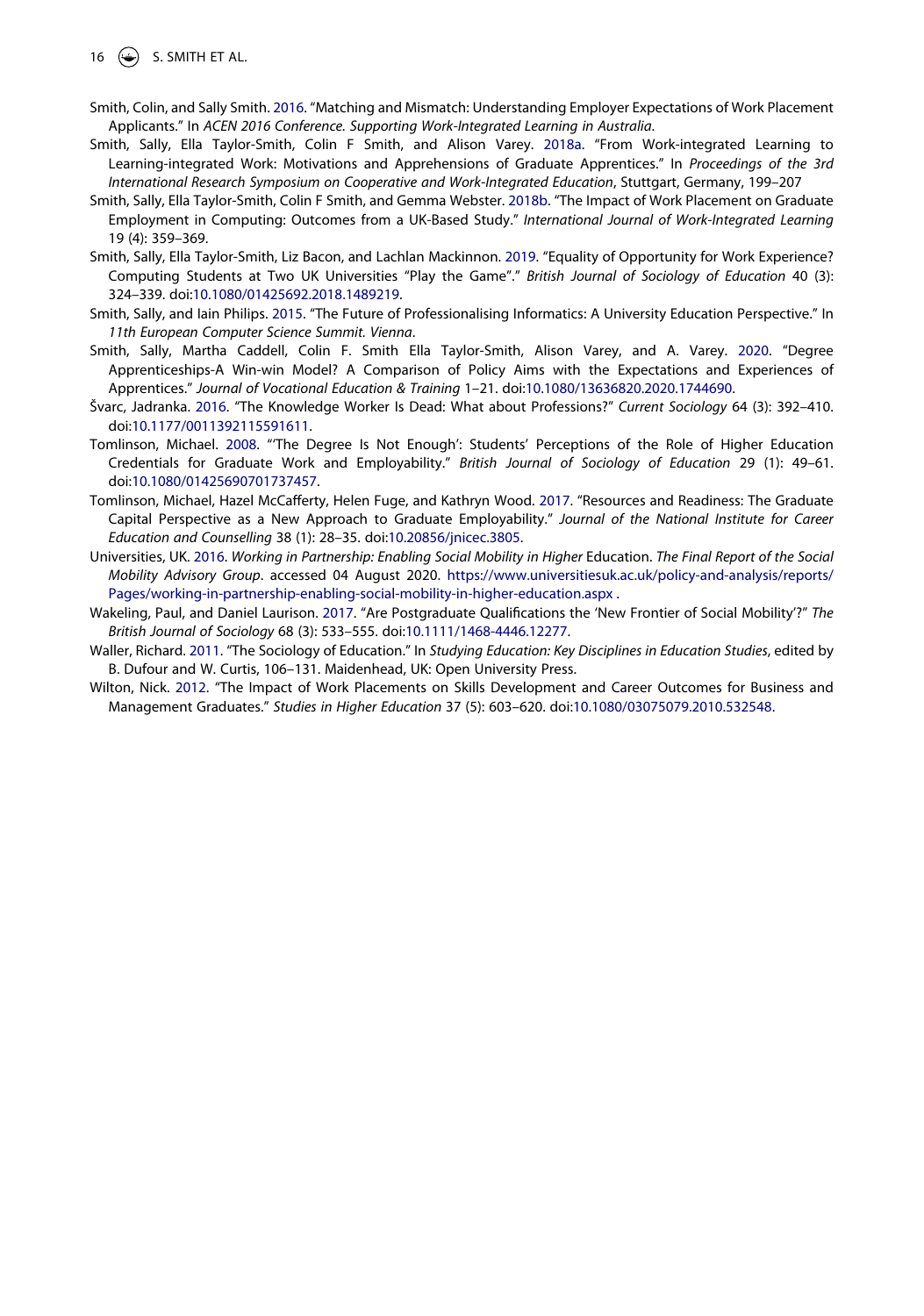Smith, Colin, and Sally Smith. 2016. "Matching and Mismatch: Understanding Employer Expectations of Work Placement Applicants." In *ACEN 2016 Conference. Supporting Work-Integrated Learning in Australia.*

Smith, Sally, Ella Taylor-Smith, Colin F Smith, and Alison Varey. 2018a. "From Work-integrated Learning to Learning-integrated Work: Motivations and Apprehensions of Graduate Apprentices." In *Proceedings of the 3rd International Research Symposium on Cooperative and Work-Integrated Education*, Stuttgart, Germany, 199–207

Smith, Sally, Ella Taylor-Smith, Colin F Smith, and Gemma Webster. 2018b. "The Impact of Work Placement on Graduate Employment in Computing: Outcomes from a UK-Based Study." *International Journal of Work-Integrated Learning* 19 (4): 359–369.

Smith, Sally, Ella Taylor-Smith, Liz Bacon, and Lachlan Mackinnon. 2019. "Equality of Opportunity for Work Experience? Computing Students at Two UK Universities "Play the Game"." *British Journal of Sociology of Education* 40 (3): 324–339. doi:10.1080/01425692.2018.1489219.

Smith, Sally, and Iain Philips. 2015. "The Future of Professionalising Informatics: A University Education Perspective." In *11th European Computer Science Summit. Vienna*.

Smith, Sally, Martha Caddell, Colin F. Smith Ella Taylor-Smith, Alison Varey, and A. Varey. 2020. "Degree Apprenticeships-A Win-win Model? A Comparison of Policy Aims with the Expectations and Experiences of Apprentices." *Journal of Vocational Education & Training* 1–21. doi:10.1080/13636820.2020.1744690.

Švarc, Jadranka. 2016. "The Knowledge Worker Is Dead: What about Professions?" *Current Sociology* 64 (3): 392–410. doi:10.1177/0011392115591611.

Tomlinson, Michael. 2008. "'The Degree Is Not Enough': Students' Perceptions of the Role of Higher Education Credentials for Graduate Work and Employability." *British Journal of Sociology of Education* 29 (1): 49–61. doi:10.1080/01425690701737457.

Tomlinson, Michael, Hazel McCafferty, Helen Fuge, and Kathryn Wood. 2017. "Resources and Readiness: The Graduate Capital Perspective as a New Approach to Graduate Employability." *Journal of the National Institute for Career Education and Counselling* 38 (1): 28–35. doi:10.20856/jnicec.3805.

Universities, UK. 2016. *Working in Partnership: Enabling Social Mobility in Higher* Education. *The Final Report of the Social Mobility Advisory Group*. accessed 04 August 2020. https://www.universitiesuk.ac.uk/policy-and-analysis/reports/Pages/working-in-partnership-enabling-social-mobility-in-higher-education.aspx .

Wakeling, Paul, and Daniel Laurison. 2017. "Are Postgraduate Qualifications the 'New Frontier of Social Mobility'?" *The British Journal of Sociology* 68 (3): 533–555. doi:10.1111/1468-4446.12277.

Waller, Richard. 2011. "The Sociology of Education." In *Studying Education: Key Disciplines in Education Studies*, edited by B. Dufour and W. Curtis, 106–131. Maidenhead, UK: Open University Press.

Wilton, Nick. 2012. "The Impact of Work Placements on Skills Development and Career Outcomes for Business and Management Graduates." *Studies in Higher Education* 37 (5): 603–620. doi:10.1080/03075079.2010.532548.